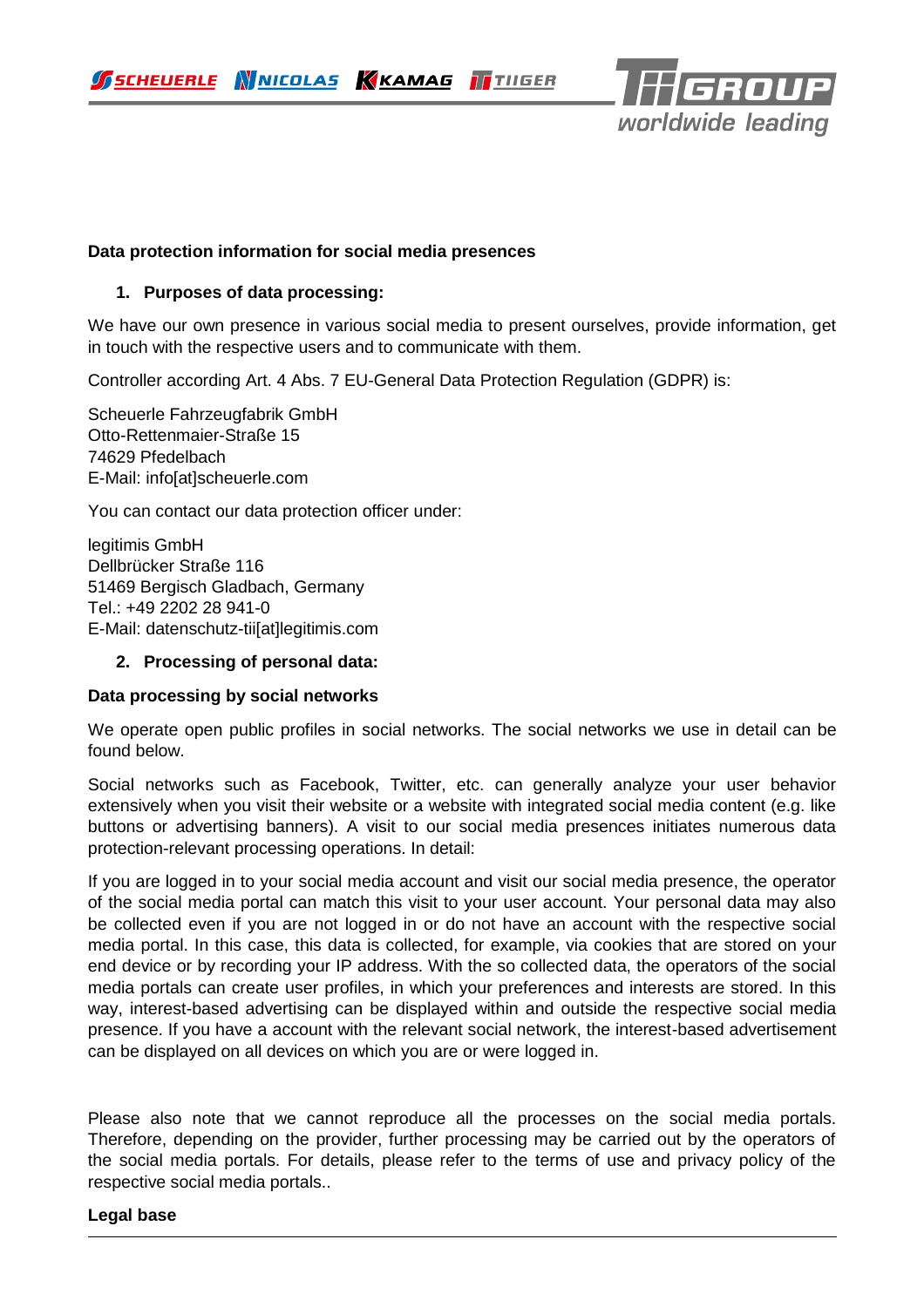**Data protection information for social media presences**

1. **Purposes of data processing:**

We have our own presence in various social media to present ourselves, provide information, get in touch with the respective users and to communicate with them.

Controller according Art. 4 Abs. 7 EU-General Data Protection Regulation (GDPR) is:

Scheuerle Fahrzeugfabrik GmbH  
Otto-Rettenmaier-Straße 15  
74629 Pfedelbach  
E-Mail: info[at]scheuerle.com

You can contact our data protection officer under:

legitimis GmbH  
Dellbrücker Straße 116  
51469 Bergisch Gladbach, Germany  
Tel.: +49 2202 28 941-0  
E-Mail: datenschutz-tii[at]legitimis.com

2. **Processing of personal data:**

**Data processing by social networks**

We operate open public profiles in social networks. The social networks we use in detail can be found below.

Social networks such as Facebook, Twitter, etc. can generally analyze your user behavior extensively when you visit their website or a website with integrated social media content (e.g. like buttons or advertising banners). A visit to our social media presences initiates numerous data protection-relevant processing operations. In detail:

If you are logged in to your social media account and visit our social media presence, the operator of the social media portal can match this visit to your user account. Your personal data may also be collected even if you are not logged in or do not have an account with the respective social media portal. In this case, this data is collected, for example, via cookies that are stored on your end device or by recording your IP address. With the so collected data, the operators of the social media portals can create user profiles, in which your preferences and interests are stored. In this way, interest-based advertising can be displayed within and outside the respective social media presence. If you have a account with the relevant social network, the interest-based advertisement can be displayed on all devices on which you are or were logged in.

Please also note that we cannot reproduce all the processes on the social media portals. Therefore, depending on the provider, further processing may be carried out by the operators of the social media portals. For details, please refer to the terms of use and privacy policy of the respective social media portals..

**Legal base**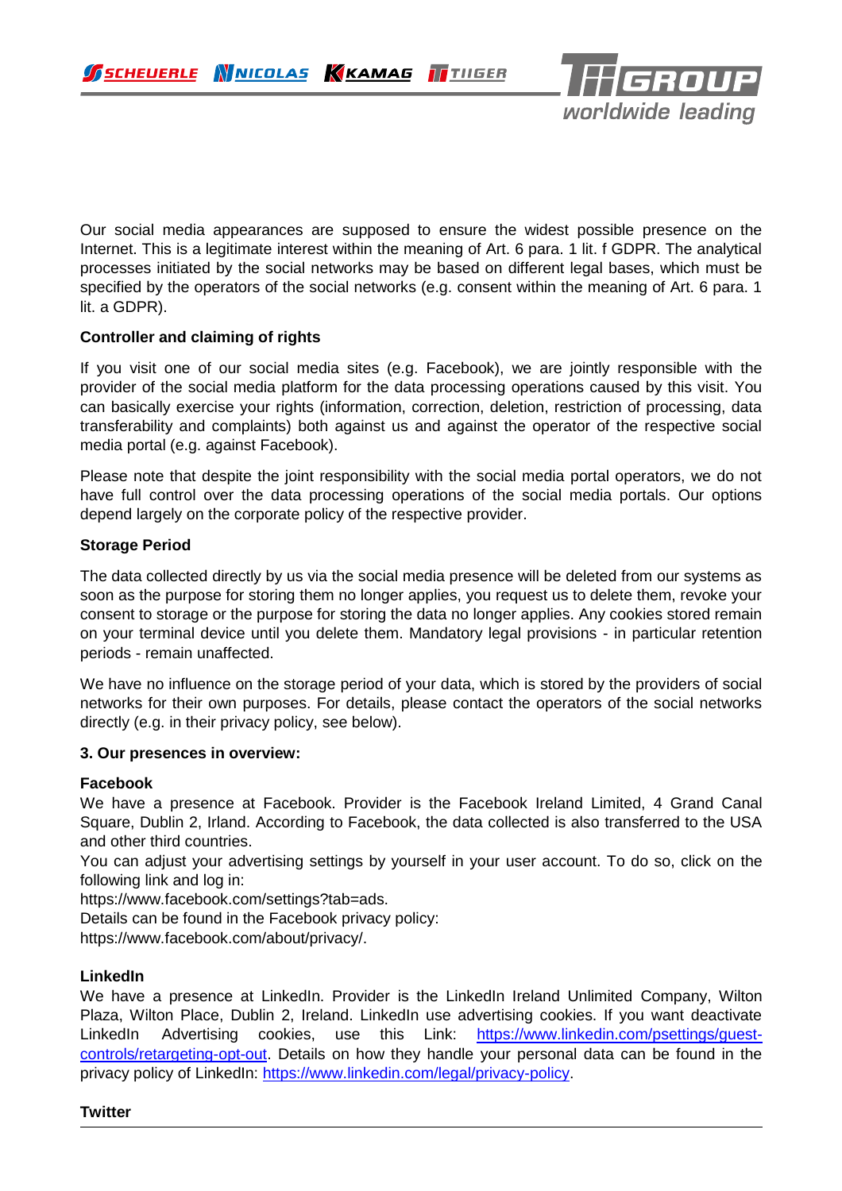Our social media appearances are supposed to ensure the widest possible presence on the Internet. This is a legitimate interest within the meaning of Art. 6 para. 1 lit. f GDPR. The analytical processes initiated by the social networks may be based on different legal bases, which must be specified by the operators of the social networks (e.g. consent within the meaning of Art. 6 para. 1 lit. a GDPR).

**Controller and claiming of rights**

If you visit one of our social media sites (e.g. Facebook), we are jointly responsible with the provider of the social media platform for the data processing operations caused by this visit. You can basically exercise your rights (information, correction, deletion, restriction of processing, data transferability and complaints) both against us and against the operator of the respective social media portal (e.g. against Facebook).

Please note that despite the joint responsibility with the social media portal operators, we do not have full control over the data processing operations of the social media portals. Our options depend largely on the corporate policy of the respective provider.

**Storage Period**

The data collected directly by us via the social media presence will be deleted from our systems as soon as the purpose for storing them no longer applies, you request us to delete them, revoke your consent to storage or the purpose for storing the data no longer applies. Any cookies stored remain on your terminal device until you delete them. Mandatory legal provisions - in particular retention periods - remain unaffected.

We have no influence on the storage period of your data, which is stored by the providers of social networks for their own purposes. For details, please contact the operators of the social networks directly (e.g. in their privacy policy, see below).

**3. Our presences in overview:**

**Facebook**
We have a presence at Facebook. Provider is the Facebook Ireland Limited, 4 Grand Canal Square, Dublin 2, Irland. According to Facebook, the data collected is also transferred to the USA and other third countries.
You can adjust your advertising settings by yourself in your user account. To do so, click on the following link and log in:
https://www.facebook.com/settings?tab=ads.
Details can be found in the Facebook privacy policy:
https://www.facebook.com/about/privacy/.

**LinkedIn**
We have a presence at LinkedIn. Provider is the LinkedIn Ireland Unlimited Company, Wilton Plaza, Wilton Place, Dublin 2, Ireland. LinkedIn use advertising cookies. If you want deactivate LinkedIn Advertising cookies, use this Link: https://www.linkedin.com/psettings/guest-controls/retargeting-opt-out. Details on how they handle your personal data can be found in the privacy policy of LinkedIn: https://www.linkedin.com/legal/privacy-policy.

**Twitter**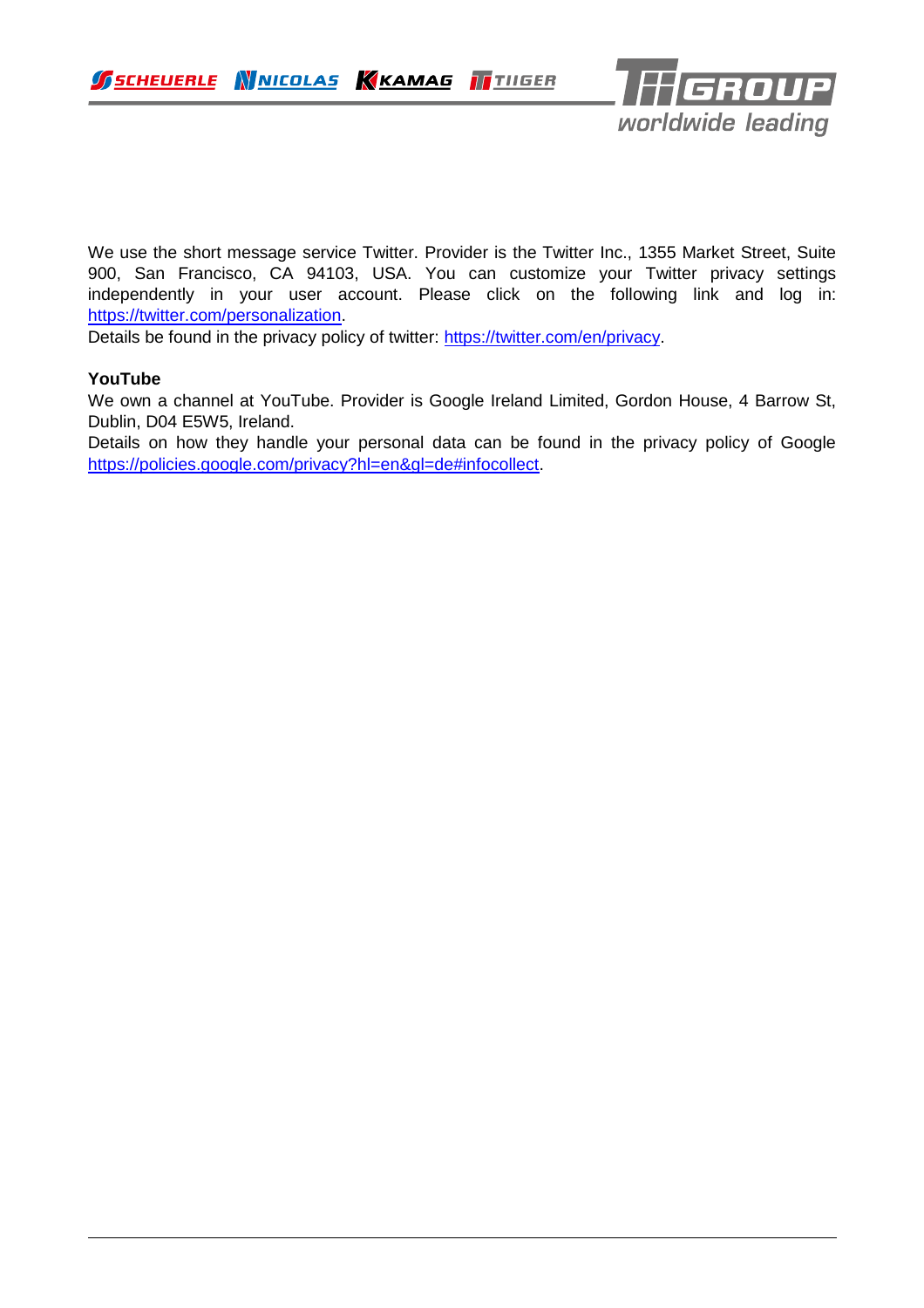We use the short message service Twitter. Provider is the Twitter Inc., 1355 Market Street, Suite 900, San Francisco, CA 94103, USA. You can customize your Twitter privacy settings independently in your user account. Please click on the following link and log in: https://twitter.com/personalization.
Details be found in the privacy policy of twitter: https://twitter.com/en/privacy.

**YouTube**
We own a channel at YouTube. Provider is Google Ireland Limited, Gordon House, 4 Barrow St, Dublin, D04 E5W5, Ireland.
Details on how they handle your personal data can be found in the privacy policy of Google https://policies.google.com/privacy?hl=en&gl=de#infocollect.